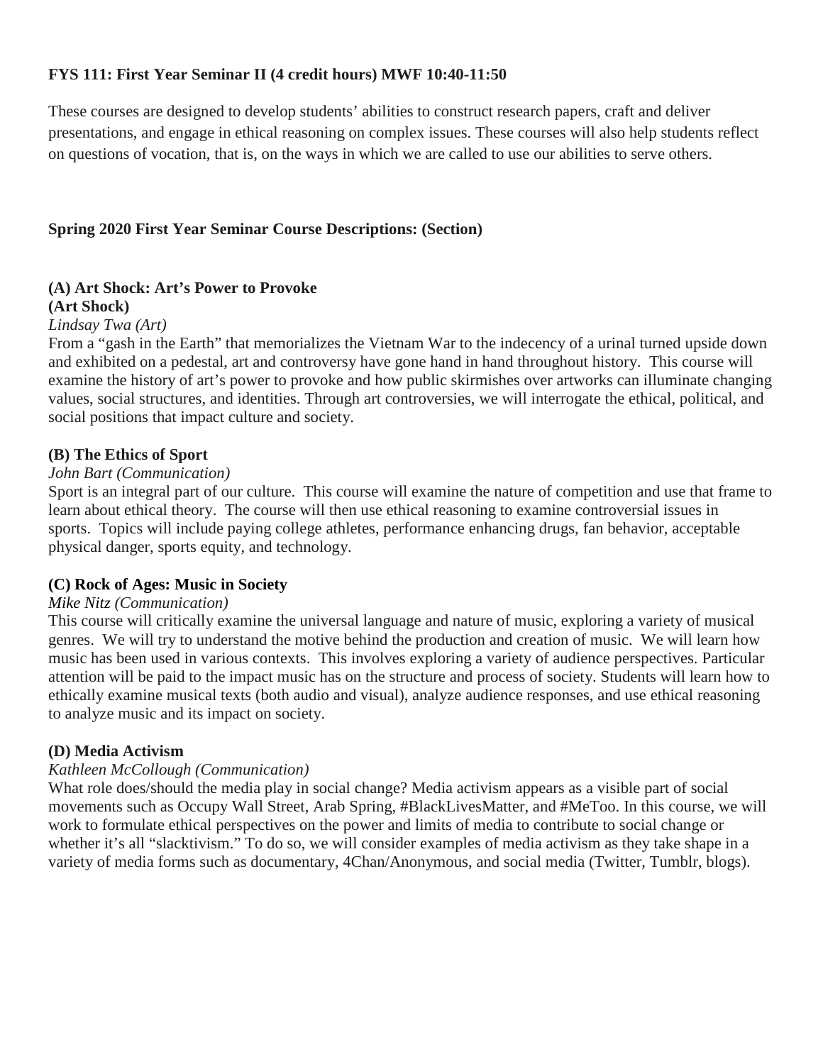**FYS 111: First Year Seminar II (4 credit hours) MWF 10:40-11:50**

These courses are designed to develop students' abilities to construct research papers, craft and deliver presentations, and engage in ethical reasoning on complex issues. These courses will also help students reflect on questions of vocation, that is, on the ways in which we are called to use our abilities to serve others.

**Spring 2020 First Year Seminar Course Descriptions: (Section)**

**(A) Art Shock: Art's Power to Provoke**
**(Art Shock)**
*Lindsay Twa (Art)*
From a "gash in the Earth" that memorializes the Vietnam War to the indecency of a urinal turned upside down and exhibited on a pedestal, art and controversy have gone hand in hand throughout history. This course will examine the history of art's power to provoke and how public skirmishes over artworks can illuminate changing values, social structures, and identities. Through art controversies, we will interrogate the ethical, political, and social positions that impact culture and society.

**(B) The Ethics of Sport**
*John Bart (Communication)*
Sport is an integral part of our culture. This course will examine the nature of competition and use that frame to learn about ethical theory. The course will then use ethical reasoning to examine controversial issues in sports. Topics will include paying college athletes, performance enhancing drugs, fan behavior, acceptable physical danger, sports equity, and technology.

**(C) Rock of Ages: Music in Society**
*Mike Nitz (Communication)*
This course will critically examine the universal language and nature of music, exploring a variety of musical genres. We will try to understand the motive behind the production and creation of music. We will learn how music has been used in various contexts. This involves exploring a variety of audience perspectives. Particular attention will be paid to the impact music has on the structure and process of society. Students will learn how to ethically examine musical texts (both audio and visual), analyze audience responses, and use ethical reasoning to analyze music and its impact on society.

**(D) Media Activism**
*Kathleen McCollough (Communication)*
What role does/should the media play in social change? Media activism appears as a visible part of social movements such as Occupy Wall Street, Arab Spring, #BlackLivesMatter, and #MeToo. In this course, we will work to formulate ethical perspectives on the power and limits of media to contribute to social change or whether it's all "slacktivism." To do so, we will consider examples of media activism as they take shape in a variety of media forms such as documentary, 4Chan/Anonymous, and social media (Twitter, Tumblr, blogs).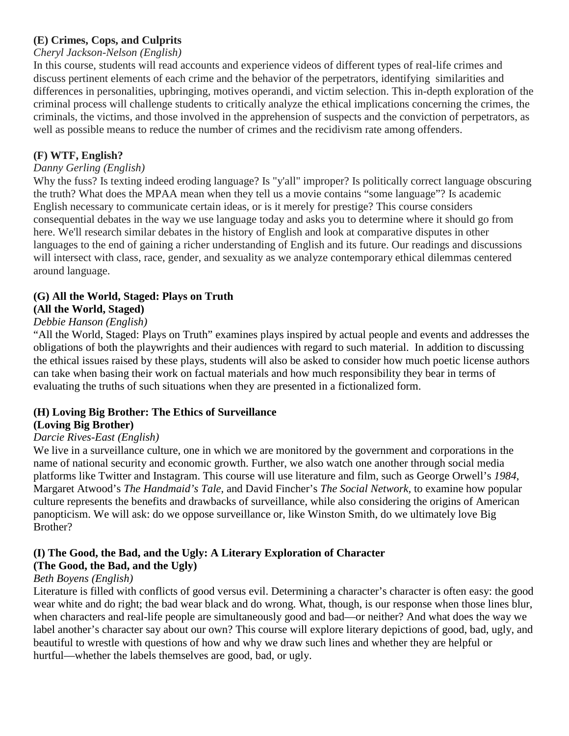**(E) Crimes, Cops, and Culprits**

*Cheryl Jackson-Nelson (English)*

In this course, students will read accounts and experience videos of different types of real-life crimes and discuss pertinent elements of each crime and the behavior of the perpetrators, identifying similarities and differences in personalities, upbringing, motives operandi, and victim selection. This in-depth exploration of the criminal process will challenge students to critically analyze the ethical implications concerning the crimes, the criminals, the victims, and those involved in the apprehension of suspects and the conviction of perpetrators, as well as possible means to reduce the number of crimes and the recidivism rate among offenders.

**(F) WTF, English?**

*Danny Gerling (English)*

Why the fuss? Is texting indeed eroding language? Is "y'all" improper? Is politically correct language obscuring the truth? What does the MPAA mean when they tell us a movie contains "some language"? Is academic English necessary to communicate certain ideas, or is it merely for prestige? This course considers consequential debates in the way we use language today and asks you to determine where it should go from here. We'll research similar debates in the history of English and look at comparative disputes in other languages to the end of gaining a richer understanding of English and its future. Our readings and discussions will intersect with class, race, gender, and sexuality as we analyze contemporary ethical dilemmas centered around language.

**(G) All the World, Staged: Plays on Truth**
**(All the World, Staged)**

*Debbie Hanson (English)*

"All the World, Staged: Plays on Truth" examines plays inspired by actual people and events and addresses the obligations of both the playwrights and their audiences with regard to such material. In addition to discussing the ethical issues raised by these plays, students will also be asked to consider how much poetic license authors can take when basing their work on factual materials and how much responsibility they bear in terms of evaluating the truths of such situations when they are presented in a fictionalized form.

**(H) Loving Big Brother: The Ethics of Surveillance**
**(Loving Big Brother)**

*Darcie Rives-East (English)*

We live in a surveillance culture, one in which we are monitored by the government and corporations in the name of national security and economic growth. Further, we also watch one another through social media platforms like Twitter and Instagram. This course will use literature and film, such as George Orwell's *1984*, Margaret Atwood's *The Handmaid's Tale*, and David Fincher's *The Social Network*, to examine how popular culture represents the benefits and drawbacks of surveillance, while also considering the origins of American panopticism. We will ask: do we oppose surveillance or, like Winston Smith, do we ultimately love Big Brother?

**(I) The Good, the Bad, and the Ugly: A Literary Exploration of Character**
**(The Good, the Bad, and the Ugly)**

*Beth Boyens (English)*

Literature is filled with conflicts of good versus evil. Determining a character's character is often easy: the good wear white and do right; the bad wear black and do wrong. What, though, is our response when those lines blur, when characters and real-life people are simultaneously good and bad—or neither? And what does the way we label another's character say about our own? This course will explore literary depictions of good, bad, ugly, and beautiful to wrestle with questions of how and why we draw such lines and whether they are helpful or hurtful—whether the labels themselves are good, bad, or ugly.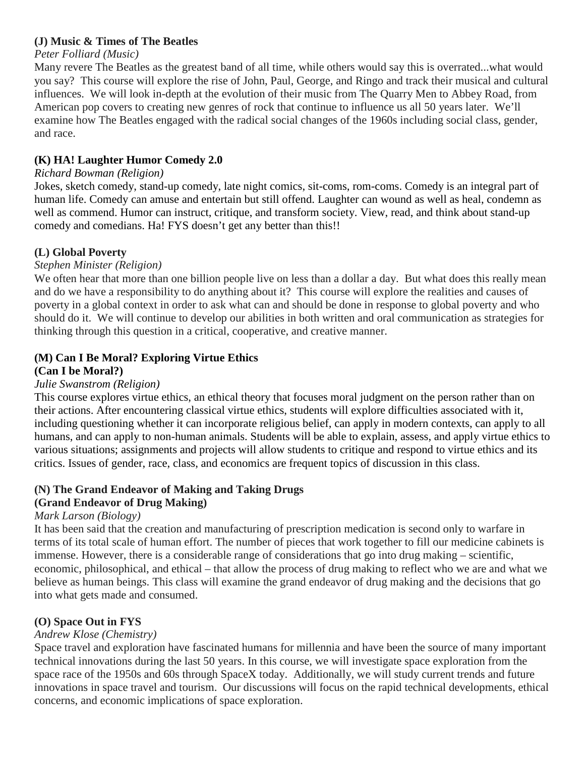**(J) Music & Times of The Beatles**

*Peter Folliard (Music)*

Many revere The Beatles as the greatest band of all time, while others would say this is overrated...what would you say? This course will explore the rise of John, Paul, George, and Ringo and track their musical and cultural influences. We will look in-depth at the evolution of their music from The Quarry Men to Abbey Road, from American pop covers to creating new genres of rock that continue to influence us all 50 years later. We'll examine how The Beatles engaged with the radical social changes of the 1960s including social class, gender, and race.

**(K) HA! Laughter Humor Comedy 2.0**

*Richard Bowman (Religion)*

Jokes, sketch comedy, stand-up comedy, late night comics, sit-coms, rom-coms. Comedy is an integral part of human life. Comedy can amuse and entertain but still offend. Laughter can wound as well as heal, condemn as well as commend. Humor can instruct, critique, and transform society. View, read, and think about stand-up comedy and comedians. Ha! FYS doesn't get any better than this!!

**(L) Global Poverty**

*Stephen Minister (Religion)*

We often hear that more than one billion people live on less than a dollar a day. But what does this really mean and do we have a responsibility to do anything about it? This course will explore the realities and causes of poverty in a global context in order to ask what can and should be done in response to global poverty and who should do it. We will continue to develop our abilities in both written and oral communication as strategies for thinking through this question in a critical, cooperative, and creative manner.

**(M) Can I Be Moral? Exploring Virtue Ethics**
**(Can I be Moral?)**

*Julie Swanstrom (Religion)*

This course explores virtue ethics, an ethical theory that focuses moral judgment on the person rather than on their actions. After encountering classical virtue ethics, students will explore difficulties associated with it, including questioning whether it can incorporate religious belief, can apply in modern contexts, can apply to all humans, and can apply to non-human animals. Students will be able to explain, assess, and apply virtue ethics to various situations; assignments and projects will allow students to critique and respond to virtue ethics and its critics. Issues of gender, race, class, and economics are frequent topics of discussion in this class.

**(N) The Grand Endeavor of Making and Taking Drugs**
**(Grand Endeavor of Drug Making)**

*Mark Larson (Biology)*

It has been said that the creation and manufacturing of prescription medication is second only to warfare in terms of its total scale of human effort. The number of pieces that work together to fill our medicine cabinets is immense. However, there is a considerable range of considerations that go into drug making – scientific, economic, philosophical, and ethical – that allow the process of drug making to reflect who we are and what we believe as human beings. This class will examine the grand endeavor of drug making and the decisions that go into what gets made and consumed.

**(O) Space Out in FYS**

*Andrew Klose (Chemistry)*

Space travel and exploration have fascinated humans for millennia and have been the source of many important technical innovations during the last 50 years. In this course, we will investigate space exploration from the space race of the 1950s and 60s through SpaceX today. Additionally, we will study current trends and future innovations in space travel and tourism. Our discussions will focus on the rapid technical developments, ethical concerns, and economic implications of space exploration.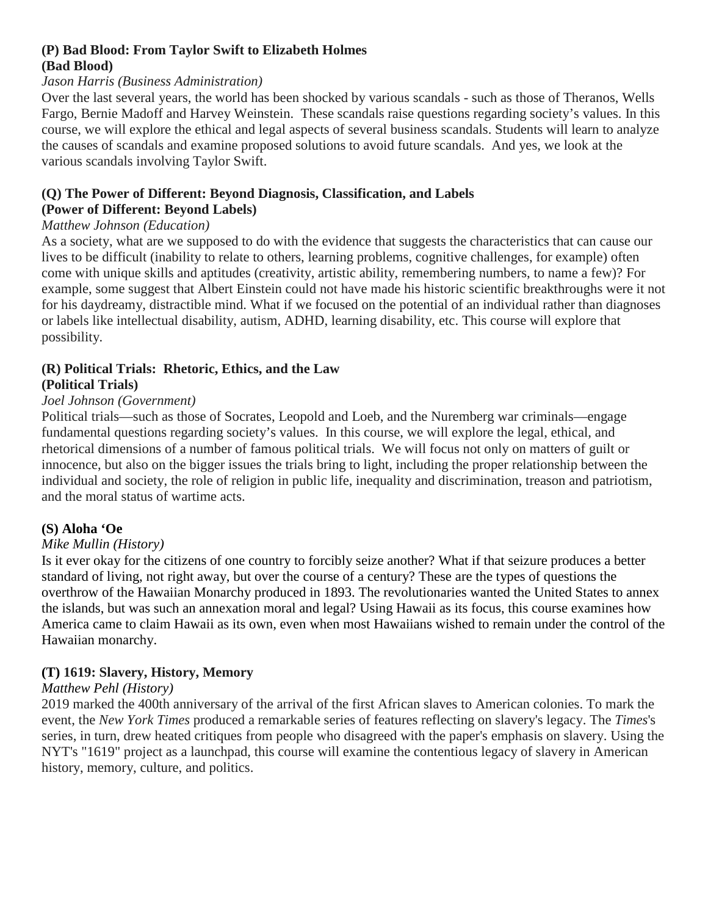**(P) Bad Blood: From Taylor Swift to Elizabeth Holmes**
**(Bad Blood)**

*Jason Harris (Business Administration)*

Over the last several years, the world has been shocked by various scandals - such as those of Theranos, Wells Fargo, Bernie Madoff and Harvey Weinstein. These scandals raise questions regarding society's values. In this course, we will explore the ethical and legal aspects of several business scandals. Students will learn to analyze the causes of scandals and examine proposed solutions to avoid future scandals. And yes, we look at the various scandals involving Taylor Swift.

**(Q) The Power of Different: Beyond Diagnosis, Classification, and Labels**
**(Power of Different: Beyond Labels)**

*Matthew Johnson (Education)*

As a society, what are we supposed to do with the evidence that suggests the characteristics that can cause our lives to be difficult (inability to relate to others, learning problems, cognitive challenges, for example) often come with unique skills and aptitudes (creativity, artistic ability, remembering numbers, to name a few)? For example, some suggest that Albert Einstein could not have made his historic scientific breakthroughs were it not for his daydreamy, distractible mind. What if we focused on the potential of an individual rather than diagnoses or labels like intellectual disability, autism, ADHD, learning disability, etc. This course will explore that possibility.

**(R) Political Trials: Rhetoric, Ethics, and the Law**
**(Political Trials)**

*Joel Johnson (Government)*

Political trials—such as those of Socrates, Leopold and Loeb, and the Nuremberg war criminals—engage fundamental questions regarding society's values. In this course, we will explore the legal, ethical, and rhetorical dimensions of a number of famous political trials. We will focus not only on matters of guilt or innocence, but also on the bigger issues the trials bring to light, including the proper relationship between the individual and society, the role of religion in public life, inequality and discrimination, treason and patriotism, and the moral status of wartime acts.

**(S) Aloha 'Oe**

*Mike Mullin (History)*

Is it ever okay for the citizens of one country to forcibly seize another? What if that seizure produces a better standard of living, not right away, but over the course of a century? These are the types of questions the overthrow of the Hawaiian Monarchy produced in 1893. The revolutionaries wanted the United States to annex the islands, but was such an annexation moral and legal? Using Hawaii as its focus, this course examines how America came to claim Hawaii as its own, even when most Hawaiians wished to remain under the control of the Hawaiian monarchy.

**(T) 1619: Slavery, History, Memory**

*Matthew Pehl (History)*

2019 marked the 400th anniversary of the arrival of the first African slaves to American colonies. To mark the event, the *New York Times* produced a remarkable series of features reflecting on slavery's legacy. The *Times*'s series, in turn, drew heated critiques from people who disagreed with the paper's emphasis on slavery. Using the NYT's "1619" project as a launchpad, this course will examine the contentious legacy of slavery in American history, memory, culture, and politics.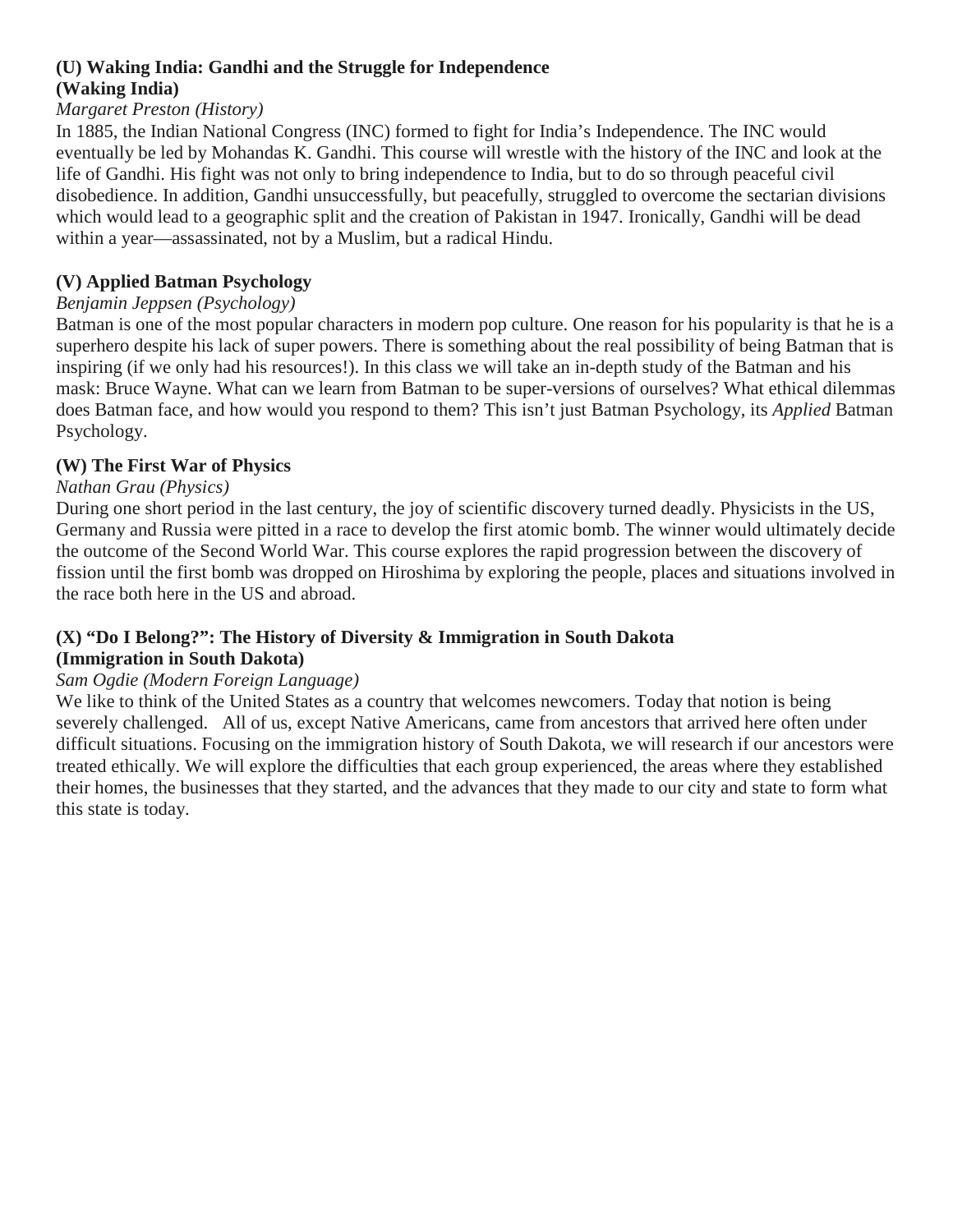**(U) Waking India: Gandhi and the Struggle for Independence**
**(Waking India)**

*Margaret Preston (History)*

In 1885, the Indian National Congress (INC) formed to fight for India's Independence. The INC would eventually be led by Mohandas K. Gandhi. This course will wrestle with the history of the INC and look at the life of Gandhi. His fight was not only to bring independence to India, but to do so through peaceful civil disobedience. In addition, Gandhi unsuccessfully, but peacefully, struggled to overcome the sectarian divisions which would lead to a geographic split and the creation of Pakistan in 1947. Ironically, Gandhi will be dead within a year—assassinated, not by a Muslim, but a radical Hindu.

**(V) Applied Batman Psychology**

*Benjamin Jeppsen (Psychology)*

Batman is one of the most popular characters in modern pop culture. One reason for his popularity is that he is a superhero despite his lack of super powers. There is something about the real possibility of being Batman that is inspiring (if we only had his resources!). In this class we will take an in-depth study of the Batman and his mask: Bruce Wayne. What can we learn from Batman to be super-versions of ourselves? What ethical dilemmas does Batman face, and how would you respond to them? This isn't just Batman Psychology, its *Applied* Batman Psychology.

**(W) The First War of Physics**

*Nathan Grau (Physics)*

During one short period in the last century, the joy of scientific discovery turned deadly. Physicists in the US, Germany and Russia were pitted in a race to develop the first atomic bomb. The winner would ultimately decide the outcome of the Second World War. This course explores the rapid progression between the discovery of fission until the first bomb was dropped on Hiroshima by exploring the people, places and situations involved in the race both here in the US and abroad.

**(X) "Do I Belong?": The History of Diversity & Immigration in South Dakota**
**(Immigration in South Dakota)**

*Sam Ogdie (Modern Foreign Language)*

We like to think of the United States as a country that welcomes newcomers. Today that notion is being severely challenged. All of us, except Native Americans, came from ancestors that arrived here often under difficult situations. Focusing on the immigration history of South Dakota, we will research if our ancestors were treated ethically. We will explore the difficulties that each group experienced, the areas where they established their homes, the businesses that they started, and the advances that they made to our city and state to form what this state is today.